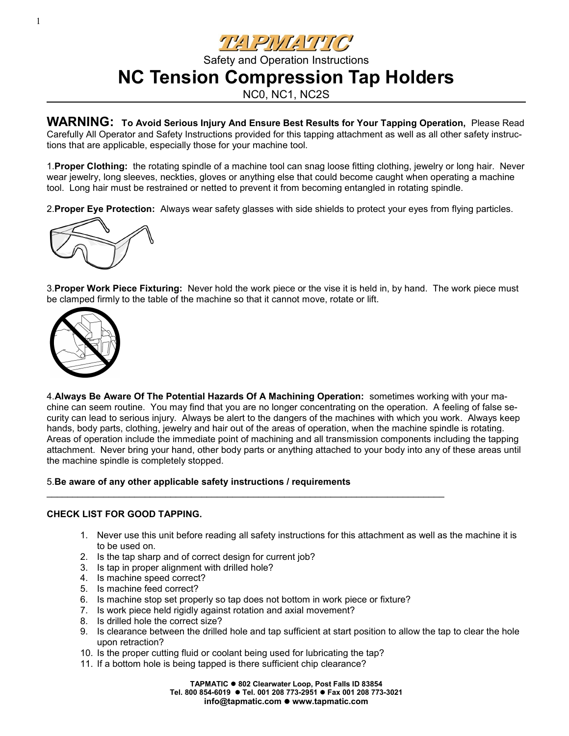# TAPMATIC

Safety and Operation Instructions

# NC Tension Compression Tap Holders

NC0, NC1, NC2S

**WARNING: To Avoid Serious Injury And Ensure Best Results for Your Tapping Operation,** Please Read Carefully All Operator and Safety Instructions provided for this tapping attachment as well as all other safety instructions that are applicable, especially those for your machine tool.

1.**Proper Clothing:** the rotating spindle of a machine tool can snag loose fitting clothing, jewelry or long hair. Never wear jewelry, long sleeves, neckties, gloves or anything else that could become caught when operating a machine tool. Long hair must be restrained or netted to prevent it from becoming entangled in rotating spindle.

2.**Proper Eye Protection:** Always wear safety glasses with side shields to protect your eyes from flying particles.

3.**Proper Work Piece Fixturing:** Never hold the work piece or the vise it is held in, by hand. The work piece must be clamped firmly to the table of the machine so that it cannot move, rotate or lift.

4.**Always Be Aware Of The Potential Hazards Of A Machining Operation:** sometimes working with your machine can seem routine. You may find that you are no longer concentrating on the operation. A feeling of false security can lead to serious injury. Always be alert to the dangers of the machines with which you work. Always keep hands, body parts, clothing, jewelry and hair out of the areas of operation, when the machine spindle is rotating. Areas of operation include the immediate point of machining and all transmission components including the tapping attachment. Never bring your hand, other body parts or anything attached to your body into any of these areas until the machine spindle is completely stopped.

5.**Be aware of any other applicable safety instructions / requirements**

---

**CHECK LIST FOR GOOD TAPPING.**

1. Never use this unit before reading all safety instructions for this attachment as well as the machine it is to be used on.
2. Is the tap sharp and of correct design for current job?
3. Is tap in proper alignment with drilled hole?
4. Is machine speed correct?
5. Is machine feed correct?
6. Is machine stop set properly so tap does not bottom in work piece or fixture?
7. Is work piece held rigidly against rotation and axial movement?
8. Is drilled hole the correct size?
9. Is clearance between the drilled hole and tap sufficient at start position to allow the tap to clear the hole upon retraction?
10. Is the proper cutting fluid or coolant being used for lubricating the tap?
11. If a bottom hole is being tapped is there sufficient chip clearance?

**TAPMATIC ● 802 Clearwater Loop, Post Falls ID 83854**
**Tel. 800 854-6019 ● Tel. 001 208 773-2951 ● Fax 001 208 773-3021**
**info@tapmatic.com ● www.tapmatic.com**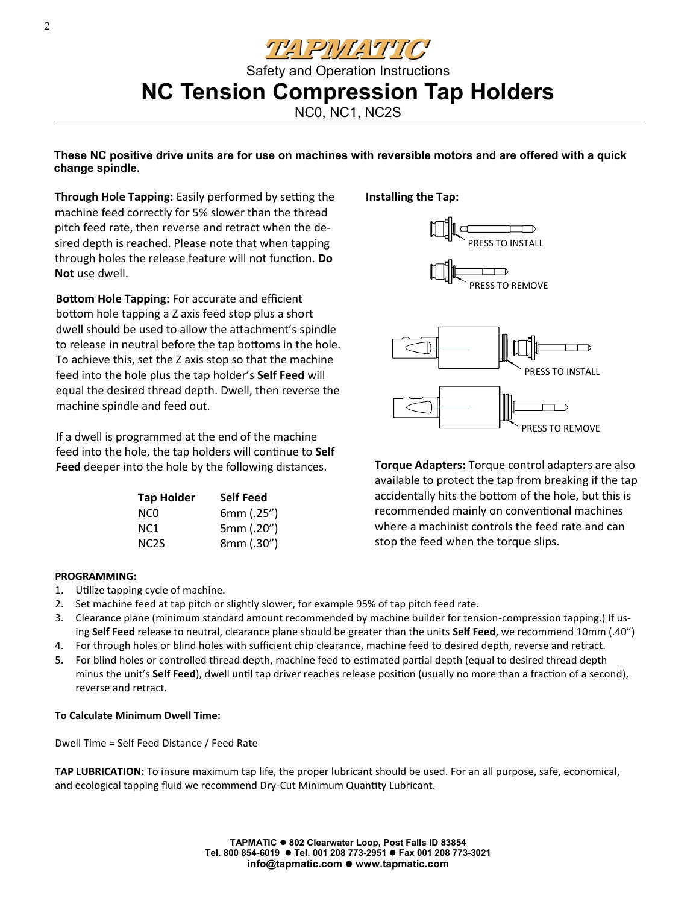# TAPMATIC

Safety and Operation Instructions

# NC Tension Compression Tap Holders

NC0, NC1, NC2S

**These NC positive drive units are for use on machines with reversible motors and are offered with a quick change spindle.**

**Through Hole Tapping:** Easily performed by setting the machine feed correctly for 5% slower than the thread pitch feed rate, then reverse and retract when the desired depth is reached. Please note that when tapping through holes the release feature will not function. **Do Not** use dwell.

**Bottom Hole Tapping:** For accurate and efficient bottom hole tapping a Z axis feed stop plus a short dwell should be used to allow the attachment's spindle to release in neutral before the tap bottoms in the hole. To achieve this, set the Z axis stop so that the machine feed into the hole plus the tap holder's **Self Feed** will equal the desired thread depth. Dwell, then reverse the machine spindle and feed out.

If a dwell is programmed at the end of the machine feed into the hole, the tap holders will continue to **Self Feed** deeper into the hole by the following distances.

| Tap Holder | Self Feed |
|---|---|
| NC0 | 6mm (.25") |
| NC1 | 5mm (.20") |
| NC2S | 8mm (.30") |

**Installing the Tap:**

PRESS TO INSTALL

PRESS TO REMOVE

PRESS TO INSTALL

PRESS TO REMOVE

**Torque Adapters:** Torque control adapters are also available to protect the tap from breaking if the tap accidentally hits the bottom of the hole, but this is recommended mainly on conventional machines where a machinist controls the feed rate and can stop the feed when the torque slips.

**PROGRAMMING:**

1. Utilize tapping cycle of machine.
2. Set machine feed at tap pitch or slightly slower, for example 95% of tap pitch feed rate.
3. Clearance plane (minimum standard amount recommended by machine builder for tension-compression tapping.) If using **Self Feed** release to neutral, clearance plane should be greater than the units **Self Feed**, we recommend 10mm (.40")
4. For through holes or blind holes with sufficient chip clearance, machine feed to desired depth, reverse and retract.
5. For blind holes or controlled thread depth, machine feed to estimated partial depth (equal to desired thread depth minus the unit's **Self Feed**), dwell until tap driver reaches release position (usually no more than a fraction of a second), reverse and retract.

**To Calculate Minimum Dwell Time:**

Dwell Time = Self Feed Distance / Feed Rate

**TAP LUBRICATION:** To insure maximum tap life, the proper lubricant should be used. For an all purpose, safe, economical, and ecological tapping fluid we recommend Dry-Cut Minimum Quantity Lubricant.

**TAPMATIC ● 802 Clearwater Loop, Post Falls ID 83854**
**Tel. 800 854-6019 ● Tel. 001 208 773-2951 ● Fax 001 208 773-3021**
**info@tapmatic.com ● www.tapmatic.com**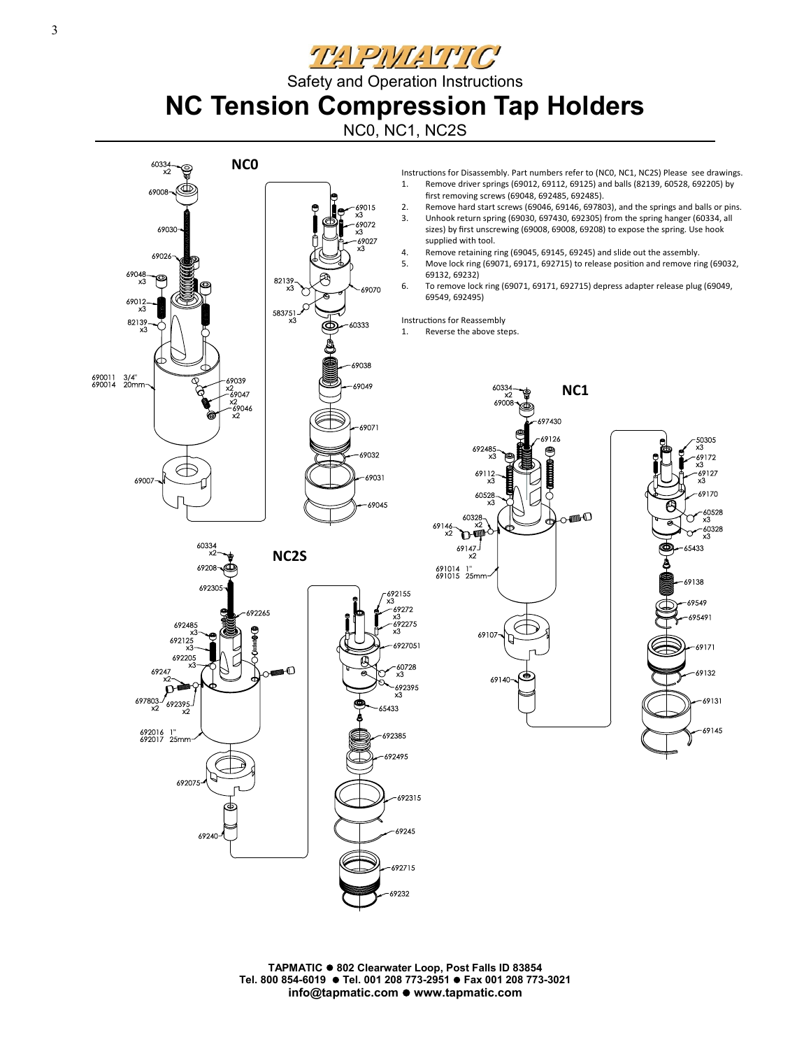# Safety and Operation Instructions

## NC Tension Compression Tap Holders

NC0, NC1, NC2S

### NC0

### NC1

### NC2S

Instructions for Disassembly. Part numbers refer to (NC0, NC1, NC2S) Please see drawings.

1. Remove driver springs (69012, 69112, 69125) and balls (82139, 60528, 692205) by first removing screws (69048, 692485, 692485).
2. Remove hard start screws (69046, 69146, 697803), and the springs and balls or pins.
3. Unhook return spring (69030, 697430, 692305) from the spring hanger (60334, all sizes) by first unscrewing (69008, 69008, 69208) to expose the spring. Use hook supplied with tool.
4. Remove retaining ring (69045, 69145, 69245) and slide out the assembly.
5. Move lock ring (69071, 69171, 692715) to release position and remove ring (69032, 69132, 69232)
6. To remove lock ring (69071, 69171, 692715) depress adapter release plug (69049, 69549, 692495)

Instructions for Reassembly

1. Reverse the above steps.

**TAPMATIC ● 802 Clearwater Loop, Post Falls ID 83854**
**Tel. 800 854-6019 ● Tel. 001 208 773-2951 ● Fax 001 208 773-3021**
**info@tapmatic.com ● www.tapmatic.com**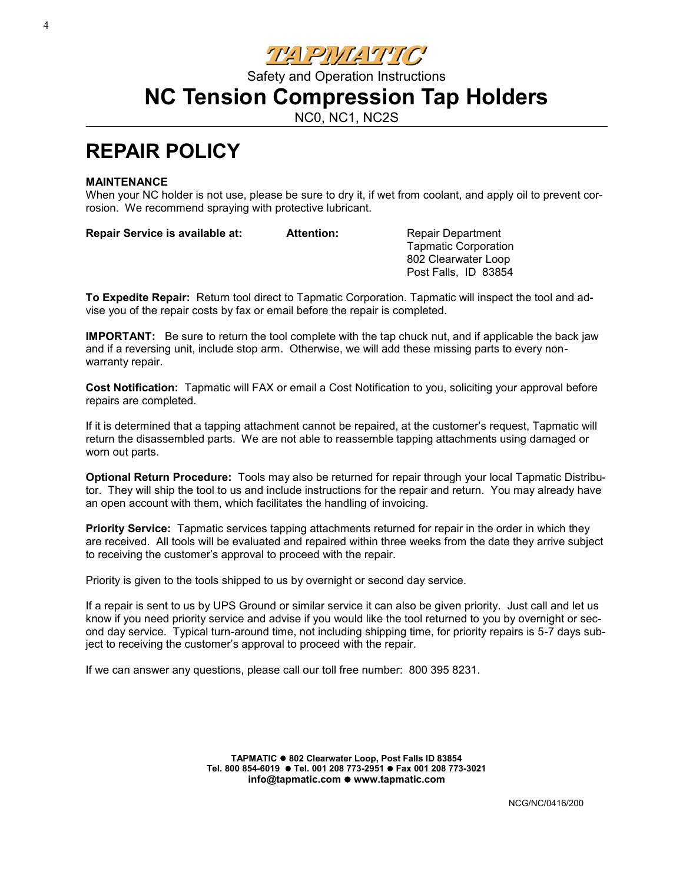TAPMATIC

Safety and Operation Instructions

# NC Tension Compression Tap Holders

NC0, NC1, NC2S

## REPAIR POLICY

**MAINTENANCE**

When your NC holder is not use, please be sure to dry it, if wet from coolant, and apply oil to prevent corrosion. We recommend spraying with protective lubricant.

**Repair Service is available at:** **Attention:** Repair Department
Tapmatic Corporation
802 Clearwater Loop
Post Falls, ID 83854

**To Expedite Repair:** Return tool direct to Tapmatic Corporation. Tapmatic will inspect the tool and advise you of the repair costs by fax or email before the repair is completed.

**IMPORTANT:** Be sure to return the tool complete with the tap chuck nut, and if applicable the back jaw and if a reversing unit, include stop arm. Otherwise, we will add these missing parts to every non-warranty repair.

**Cost Notification:** Tapmatic will FAX or email a Cost Notification to you, soliciting your approval before repairs are completed.

If it is determined that a tapping attachment cannot be repaired, at the customer's request, Tapmatic will return the disassembled parts. We are not able to reassemble tapping attachments using damaged or worn out parts.

**Optional Return Procedure:** Tools may also be returned for repair through your local Tapmatic Distributor. They will ship the tool to us and include instructions for the repair and return. You may already have an open account with them, which facilitates the handling of invoicing.

**Priority Service:** Tapmatic services tapping attachments returned for repair in the order in which they are received. All tools will be evaluated and repaired within three weeks from the date they arrive subject to receiving the customer's approval to proceed with the repair.

Priority is given to the tools shipped to us by overnight or second day service.

If a repair is sent to us by UPS Ground or similar service it can also be given priority. Just call and let us know if you need priority service and advise if you would like the tool returned to you by overnight or second day service. Typical turn-around time, not including shipping time, for priority repairs is 5-7 days subject to receiving the customer's approval to proceed with the repair.

If we can answer any questions, please call our toll free number: 800 395 8231.

**TAPMATIC ● 802 Clearwater Loop, Post Falls ID 83854**
**Tel. 800 854-6019 ● Tel. 001 208 773-2951 ● Fax 001 208 773-3021**
**info@tapmatic.com ● www.tapmatic.com**

NCG/NC/0416/200